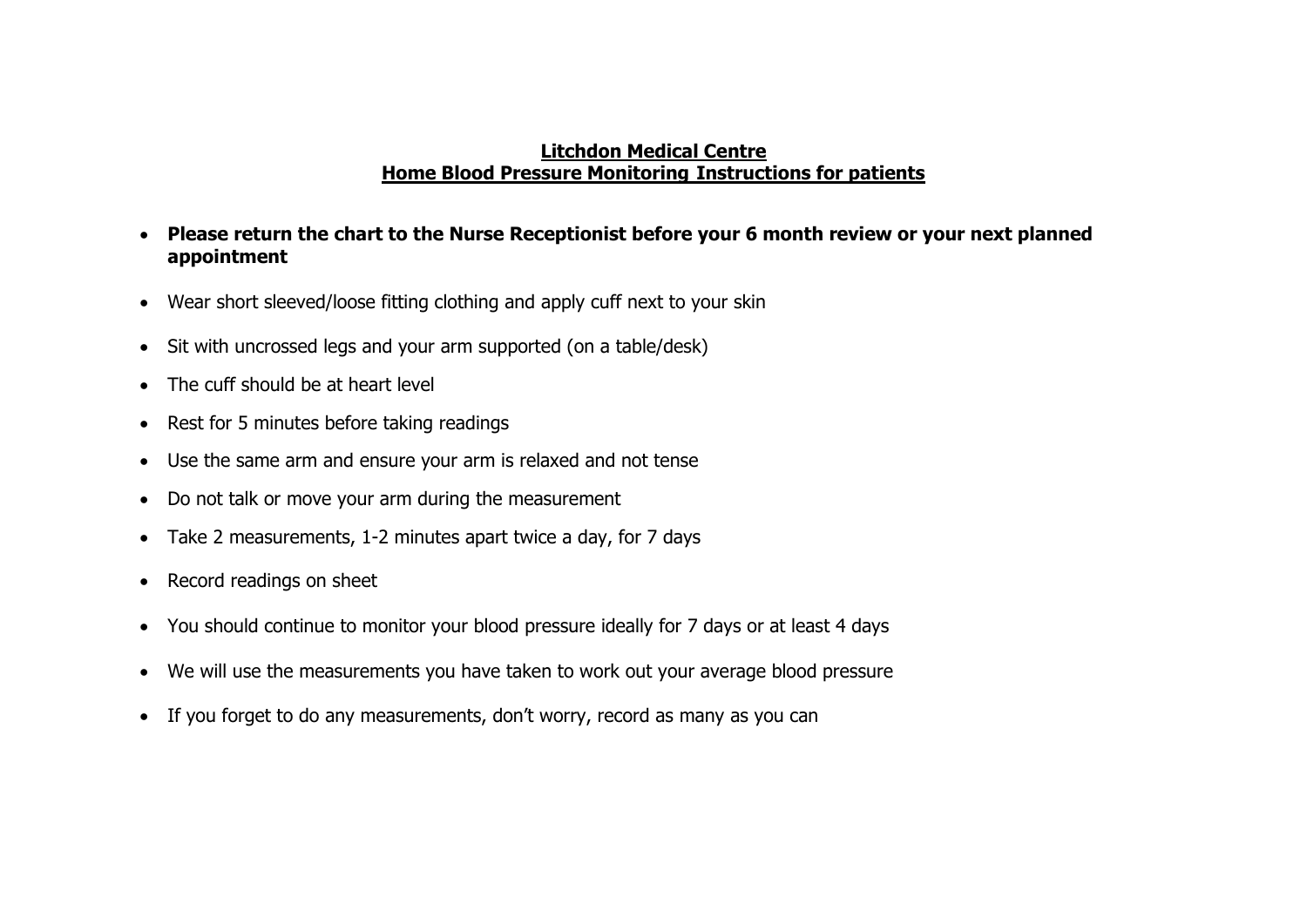# Litchdon Medical Centre
## Home Blood Pressure Monitoring Instructions for patients

- **Please return the chart to the Nurse Receptionist before your 6 month review or your next planned appointment**
- Wear short sleeved/loose fitting clothing and apply cuff next to your skin
- Sit with uncrossed legs and your arm supported (on a table/desk)
- The cuff should be at heart level
- Rest for 5 minutes before taking readings
- Use the same arm and ensure your arm is relaxed and not tense
- Do not talk or move your arm during the measurement
- Take 2 measurements, 1-2 minutes apart twice a day, for 7 days
- Record readings on sheet
- You should continue to monitor your blood pressure ideally for 7 days or at least 4 days
- We will use the measurements you have taken to work out your average blood pressure
- If you forget to do any measurements, don't worry, record as many as you can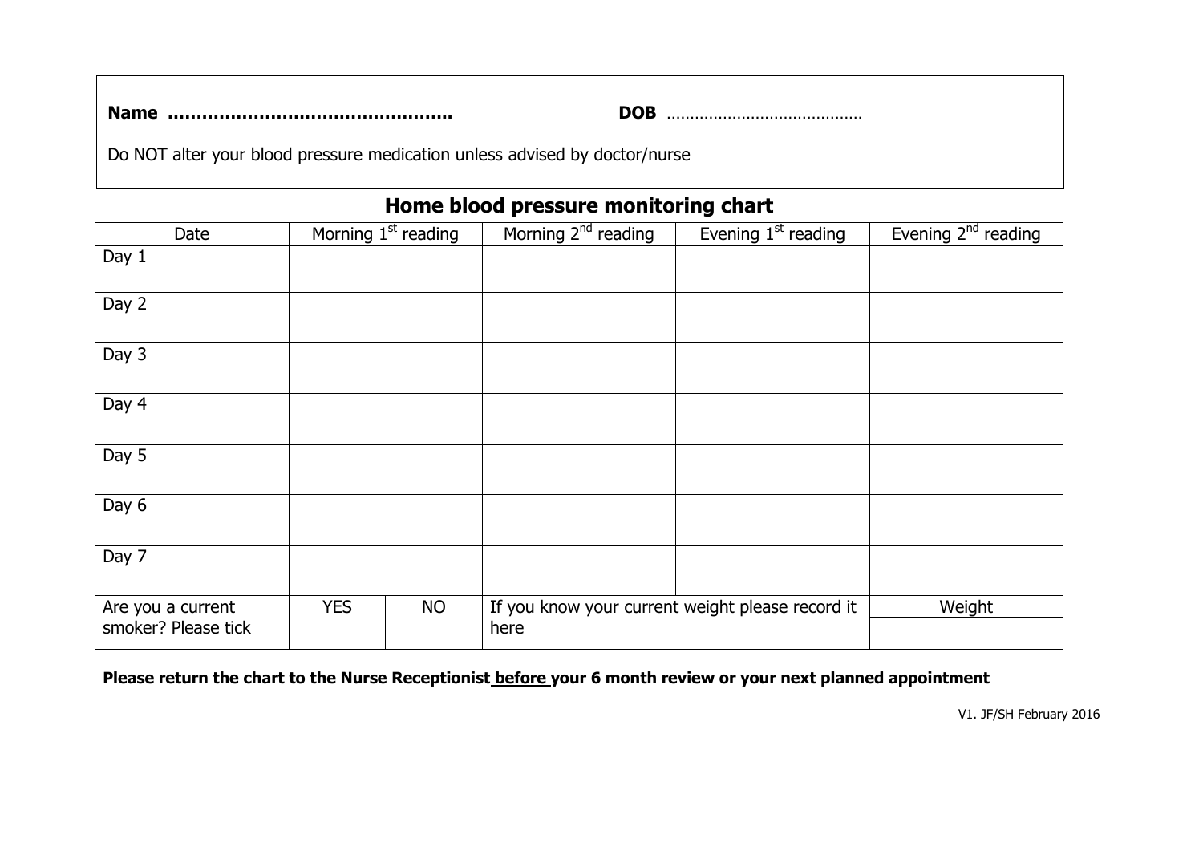**Name ………………………………………….** **DOB** …………………………………

Do NOT alter your blood pressure medication unless advised by doctor/nurse

## Home blood pressure monitoring chart

| Date | Morning 1st reading | | Morning 2nd reading | Evening 1st reading | Evening 2nd reading |
|---|---|---|---|---|---|
| Day 1 | | | | | |
| Day 2 | | | | | |
| Day 3 | | | | | |
| Day 4 | | | | | |
| Day 5 | | | | | |
| Day 6 | | | | | |
| Day 7 | | | | | |
| Are you a current smoker? Please tick | YES | NO | If you know your current weight please record it here | | Weight |
| | | | | | |

**Please return the chart to the Nurse Receptionist <u>before</u> your 6 month review or your next planned appointment**

V1. JF/SH February 2016